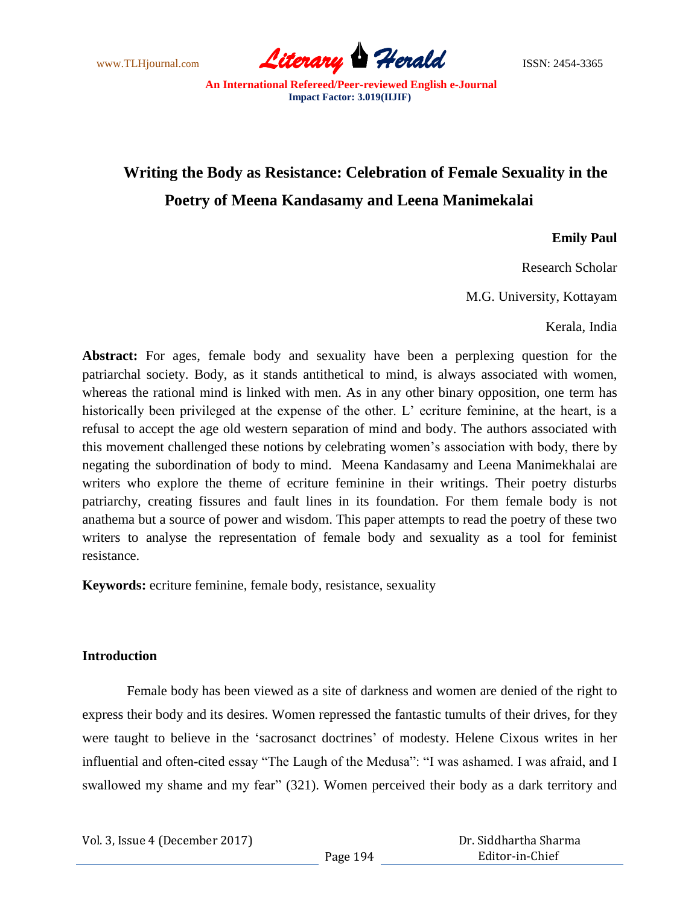# Writing the Body as Resistance: Celebration of Female Sexuality in the Poetry of Meena Kandasamy and Leena Manimekalai

**Emily Paul**

Research Scholar

M.G. University, Kottayam

Kerala, India

**Abstract:** For ages, female body and sexuality have been a perplexing question for the patriarchal society. Body, as it stands antithetical to mind, is always associated with women, whereas the rational mind is linked with men. As in any other binary opposition, one term has historically been privileged at the expense of the other. L' ecriture feminine, at the heart, is a refusal to accept the age old western separation of mind and body. The authors associated with this movement challenged these notions by celebrating women's association with body, there by negating the subordination of body to mind. Meena Kandasamy and Leena Manimekhalai are writers who explore the theme of ecriture feminine in their writings. Their poetry disturbs patriarchy, creating fissures and fault lines in its foundation. For them female body is not anathema but a source of power and wisdom. This paper attempts to read the poetry of these two writers to analyse the representation of female body and sexuality as a tool for feminist resistance.

**Keywords:** ecriture feminine, female body, resistance, sexuality

## Introduction

Female body has been viewed as a site of darkness and women are denied of the right to express their body and its desires. Women repressed the fantastic tumults of their drives, for they were taught to believe in the 'sacrosanct doctrines' of modesty. Helene Cixous writes in her influential and often-cited essay "The Laugh of the Medusa": "I was ashamed. I was afraid, and I swallowed my shame and my fear" (321). Women perceived their body as a dark territory and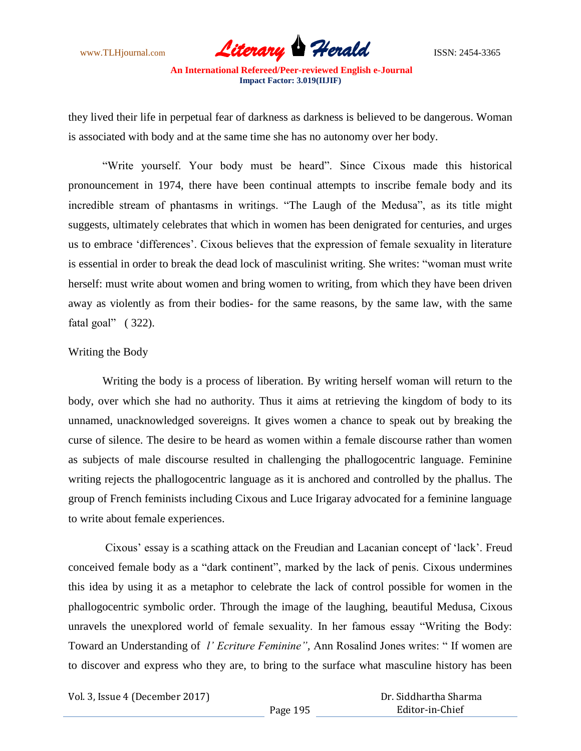they lived their life in perpetual fear of darkness as darkness is believed to be dangerous. Woman is associated with body and at the same time she has no autonomy over her body.

"Write yourself. Your body must be heard". Since Cixous made this historical pronouncement in 1974, there have been continual attempts to inscribe female body and its incredible stream of phantasms in writings. "The Laugh of the Medusa", as its title might suggests, ultimately celebrates that which in women has been denigrated for centuries, and urges us to embrace 'differences'. Cixous believes that the expression of female sexuality in literature is essential in order to break the dead lock of masculinist writing. She writes: "woman must write herself: must write about women and bring women to writing, from which they have been driven away as violently as from their bodies- for the same reasons, by the same law, with the same fatal goal" ( 322).

## Writing the Body

Writing the body is a process of liberation. By writing herself woman will return to the body, over which she had no authority. Thus it aims at retrieving the kingdom of body to its unnamed, unacknowledged sovereigns. It gives women a chance to speak out by breaking the curse of silence. The desire to be heard as women within a female discourse rather than women as subjects of male discourse resulted in challenging the phallogocentric language. Feminine writing rejects the phallogocentric language as it is anchored and controlled by the phallus. The group of French feminists including Cixous and Luce Irigaray advocated for a feminine language to write about female experiences.

Cixous' essay is a scathing attack on the Freudian and Lacanian concept of 'lack'. Freud conceived female body as a "dark continent", marked by the lack of penis. Cixous undermines this idea by using it as a metaphor to celebrate the lack of control possible for women in the phallogocentric symbolic order. Through the image of the laughing, beautiful Medusa, Cixous unravels the unexplored world of female sexuality. In her famous essay "Writing the Body: Toward an Understanding of *l' Ecriture Feminine"*, Ann Rosalind Jones writes: " If women are to discover and express who they are, to bring to the surface what masculine history has been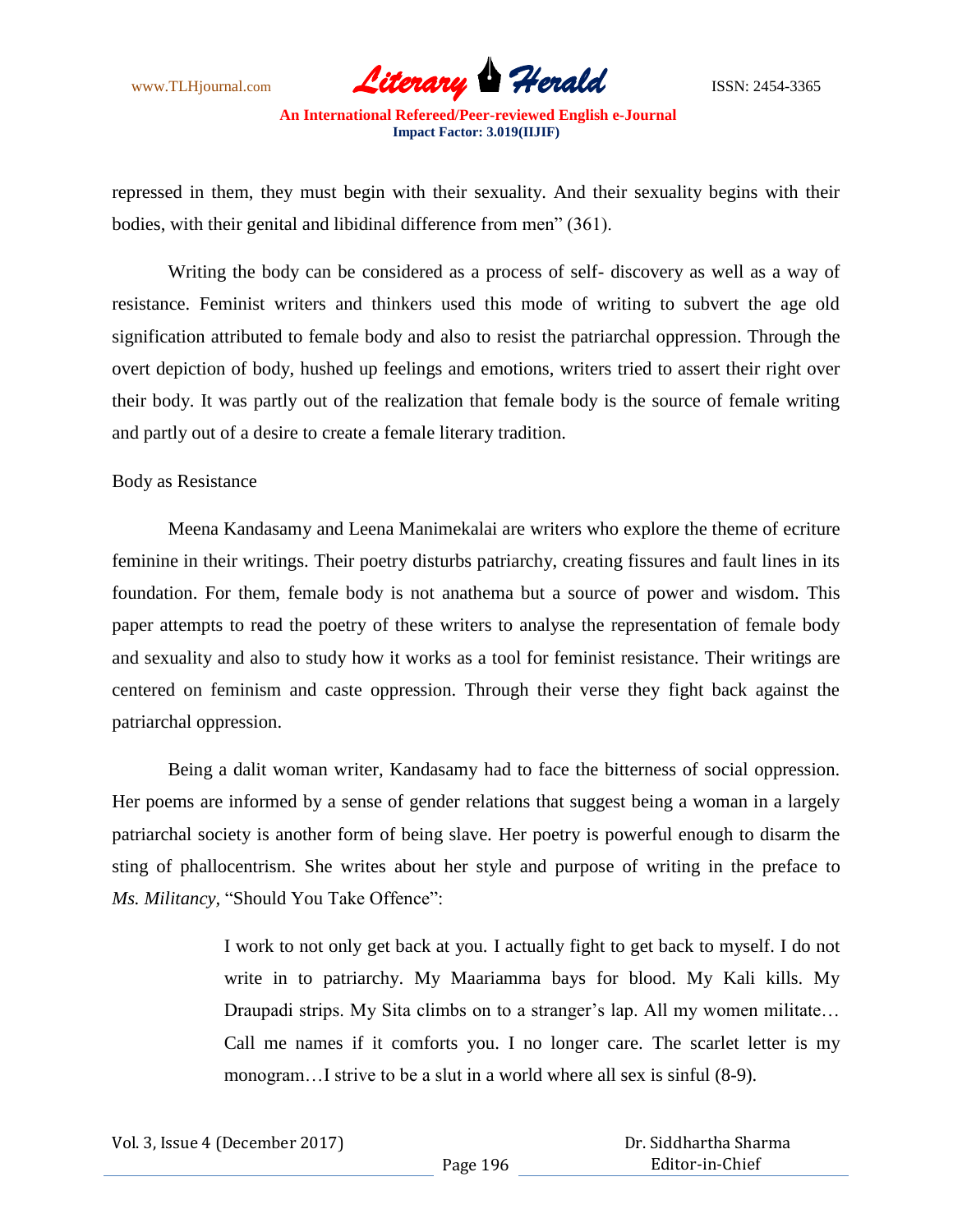repressed in them, they must begin with their sexuality. And their sexuality begins with their bodies, with their genital and libidinal difference from men" (361).

Writing the body can be considered as a process of self- discovery as well as a way of resistance. Feminist writers and thinkers used this mode of writing to subvert the age old signification attributed to female body and also to resist the patriarchal oppression. Through the overt depiction of body, hushed up feelings and emotions, writers tried to assert their right over their body. It was partly out of the realization that female body is the source of female writing and partly out of a desire to create a female literary tradition.

Body as Resistance

Meena Kandasamy and Leena Manimekalai are writers who explore the theme of ecriture feminine in their writings. Their poetry disturbs patriarchy, creating fissures and fault lines in its foundation. For them, female body is not anathema but a source of power and wisdom. This paper attempts to read the poetry of these writers to analyse the representation of female body and sexuality and also to study how it works as a tool for feminist resistance. Their writings are centered on feminism and caste oppression. Through their verse they fight back against the patriarchal oppression.

Being a dalit woman writer, Kandasamy had to face the bitterness of social oppression. Her poems are informed by a sense of gender relations that suggest being a woman in a largely patriarchal society is another form of being slave. Her poetry is powerful enough to disarm the sting of phallocentrism. She writes about her style and purpose of writing in the preface to *Ms. Militancy*, "Should You Take Offence":

> I work to not only get back at you. I actually fight to get back to myself. I do not write in to patriarchy. My Maariamma bays for blood. My Kali kills. My Draupadi strips. My Sita climbs on to a stranger's lap. All my women militate… Call me names if it comforts you. I no longer care. The scarlet letter is my monogram…I strive to be a slut in a world where all sex is sinful (8-9).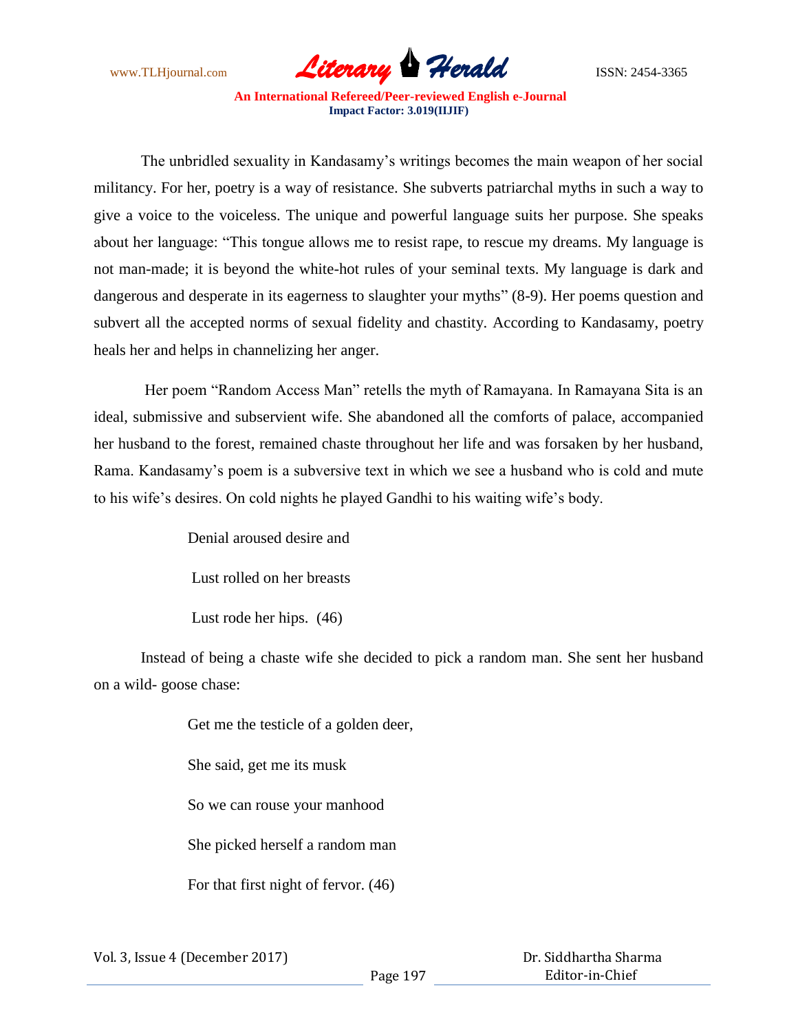The unbridled sexuality in Kandasamy's writings becomes the main weapon of her social militancy. For her, poetry is a way of resistance. She subverts patriarchal myths in such a way to give a voice to the voiceless. The unique and powerful language suits her purpose. She speaks about her language: "This tongue allows me to resist rape, to rescue my dreams. My language is not man-made; it is beyond the white-hot rules of your seminal texts. My language is dark and dangerous and desperate in its eagerness to slaughter your myths" (8-9). Her poems question and subvert all the accepted norms of sexual fidelity and chastity. According to Kandasamy, poetry heals her and helps in channelizing her anger.

Her poem "Random Access Man" retells the myth of Ramayana. In Ramayana Sita is an ideal, submissive and subservient wife. She abandoned all the comforts of palace, accompanied her husband to the forest, remained chaste throughout her life and was forsaken by her husband, Rama. Kandasamy's poem is a subversive text in which we see a husband who is cold and mute to his wife's desires. On cold nights he played Gandhi to his waiting wife's body.

> Denial aroused desire and
>
> Lust rolled on her breasts
>
> Lust rode her hips. (46)

Instead of being a chaste wife she decided to pick a random man. She sent her husband on a wild- goose chase:

> Get me the testicle of a golden deer,
>
> She said, get me its musk
>
> So we can rouse your manhood
>
> She picked herself a random man
>
> For that first night of fervor. (46)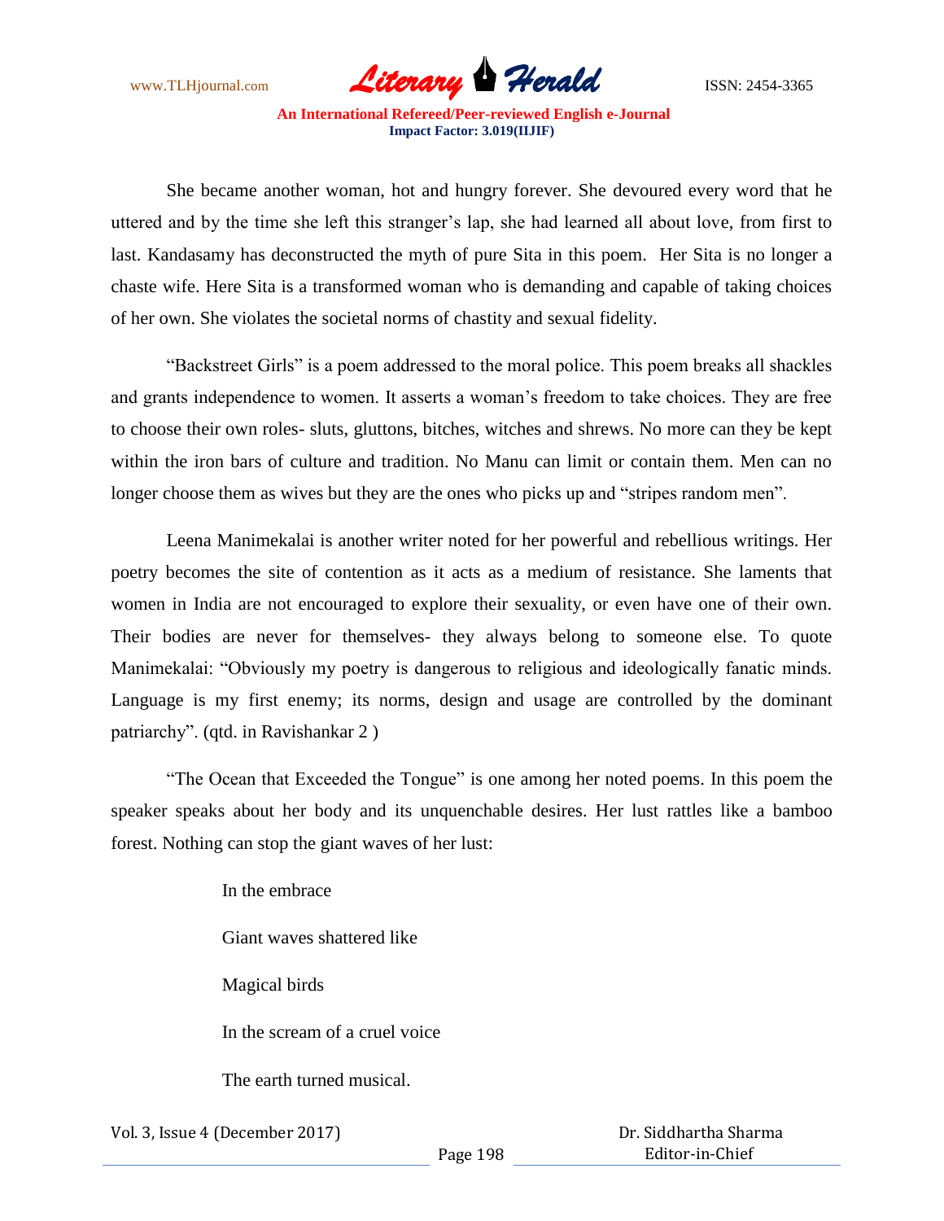She became another woman, hot and hungry forever. She devoured every word that he uttered and by the time she left this stranger's lap, she had learned all about love, from first to last. Kandasamy has deconstructed the myth of pure Sita in this poem. Her Sita is no longer a chaste wife. Here Sita is a transformed woman who is demanding and capable of taking choices of her own. She violates the societal norms of chastity and sexual fidelity.

"Backstreet Girls" is a poem addressed to the moral police. This poem breaks all shackles and grants independence to women. It asserts a woman's freedom to take choices. They are free to choose their own roles- sluts, gluttons, bitches, witches and shrews. No more can they be kept within the iron bars of culture and tradition. No Manu can limit or contain them. Men can no longer choose them as wives but they are the ones who picks up and "stripes random men".

Leena Manimekalai is another writer noted for her powerful and rebellious writings. Her poetry becomes the site of contention as it acts as a medium of resistance. She laments that women in India are not encouraged to explore their sexuality, or even have one of their own. Their bodies are never for themselves- they always belong to someone else. To quote Manimekalai: "Obviously my poetry is dangerous to religious and ideologically fanatic minds. Language is my first enemy; its norms, design and usage are controlled by the dominant patriarchy". (qtd. in Ravishankar 2 )

"The Ocean that Exceeded the Tongue" is one among her noted poems. In this poem the speaker speaks about her body and its unquenchable desires. Her lust rattles like a bamboo forest. Nothing can stop the giant waves of her lust:

> In the embrace
>
> Giant waves shattered like
>
> Magical birds
>
> In the scream of a cruel voice
>
> The earth turned musical.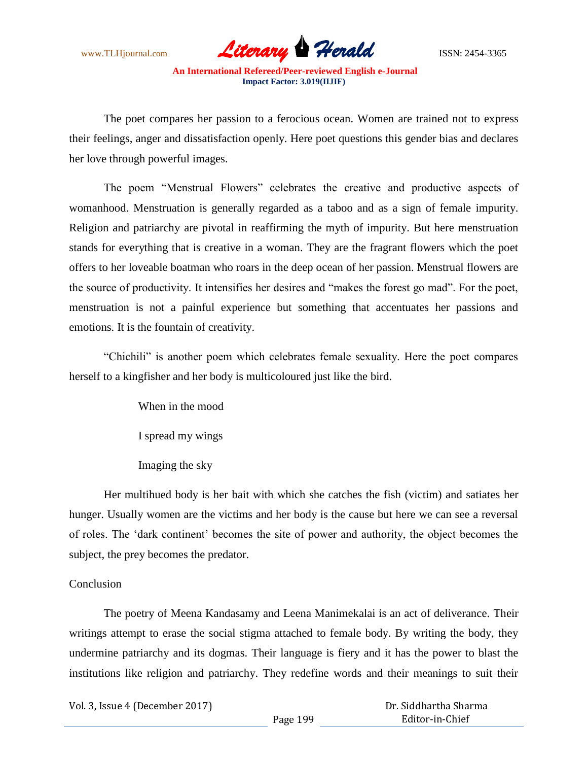The poet compares her passion to a ferocious ocean. Women are trained not to express their feelings, anger and dissatisfaction openly. Here poet questions this gender bias and declares her love through powerful images.

The poem "Menstrual Flowers" celebrates the creative and productive aspects of womanhood. Menstruation is generally regarded as a taboo and as a sign of female impurity. Religion and patriarchy are pivotal in reaffirming the myth of impurity. But here menstruation stands for everything that is creative in a woman. They are the fragrant flowers which the poet offers to her loveable boatman who roars in the deep ocean of her passion. Menstrual flowers are the source of productivity. It intensifies her desires and "makes the forest go mad". For the poet, menstruation is not a painful experience but something that accentuates her passions and emotions. It is the fountain of creativity.

"Chichili" is another poem which celebrates female sexuality. Here the poet compares herself to a kingfisher and her body is multicoloured just like the bird.

> When in the mood
>
> I spread my wings
>
> Imaging the sky

Her multihued body is her bait with which she catches the fish (victim) and satiates her hunger. Usually women are the victims and her body is the cause but here we can see a reversal of roles. The 'dark continent' becomes the site of power and authority, the object becomes the subject, the prey becomes the predator.

## Conclusion

The poetry of Meena Kandasamy and Leena Manimekalai is an act of deliverance. Their writings attempt to erase the social stigma attached to female body. By writing the body, they undermine patriarchy and its dogmas. Their language is fiery and it has the power to blast the institutions like religion and patriarchy. They redefine words and their meanings to suit their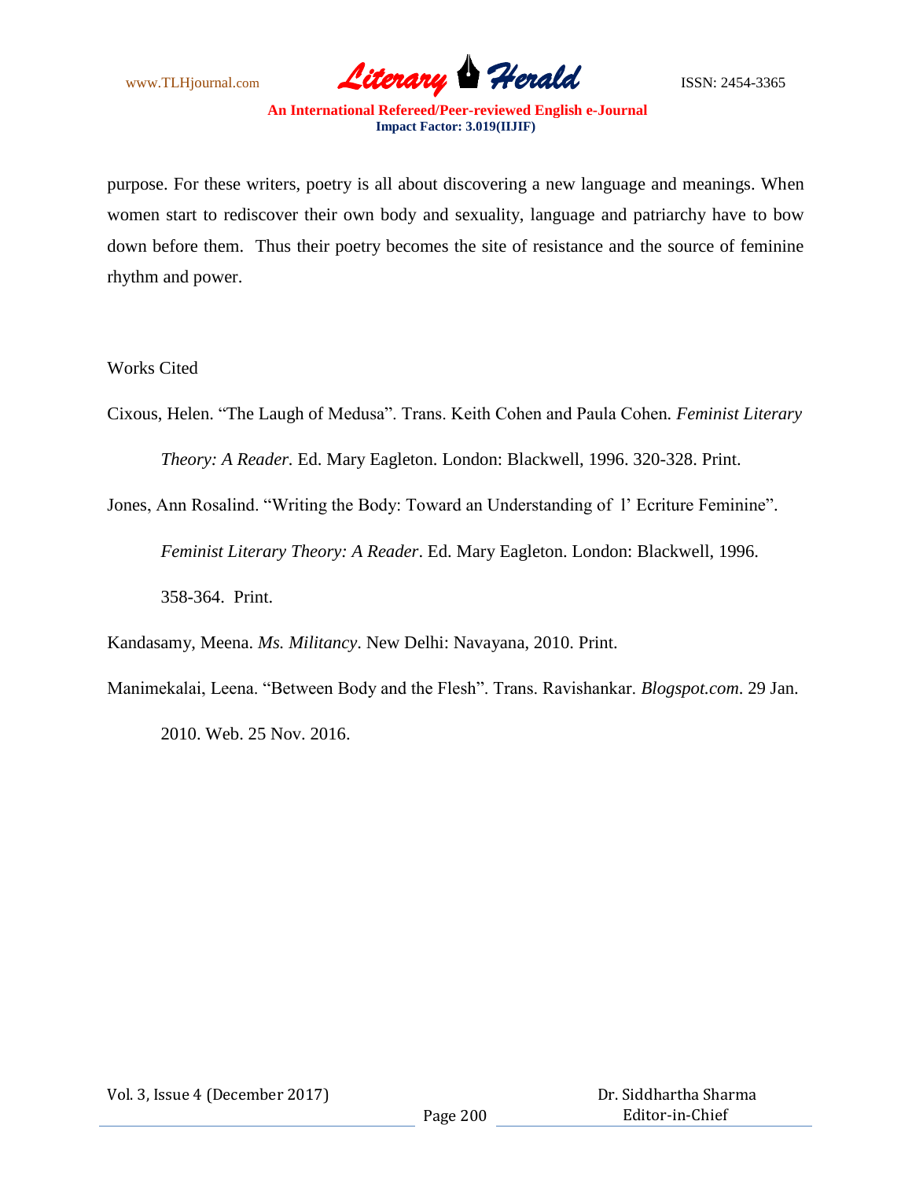purpose. For these writers, poetry is all about discovering a new language and meanings. When women start to rediscover their own body and sexuality, language and patriarchy have to bow down before them. Thus their poetry becomes the site of resistance and the source of feminine rhythm and power.

Works Cited

Cixous, Helen. "The Laugh of Medusa". Trans. Keith Cohen and Paula Cohen. *Feminist Literary Theory: A Reader.* Ed. Mary Eagleton. London: Blackwell, 1996. 320-328. Print.

Jones, Ann Rosalind. "Writing the Body: Toward an Understanding of l' Ecriture Feminine". *Feminist Literary Theory: A Reader*. Ed. Mary Eagleton. London: Blackwell, 1996. 358-364. Print.

Kandasamy, Meena. *Ms. Militancy*. New Delhi: Navayana, 2010. Print.

Manimekalai, Leena. "Between Body and the Flesh". Trans. Ravishankar. *Blogspot.com*. 29 Jan. 2010. Web. 25 Nov. 2016.